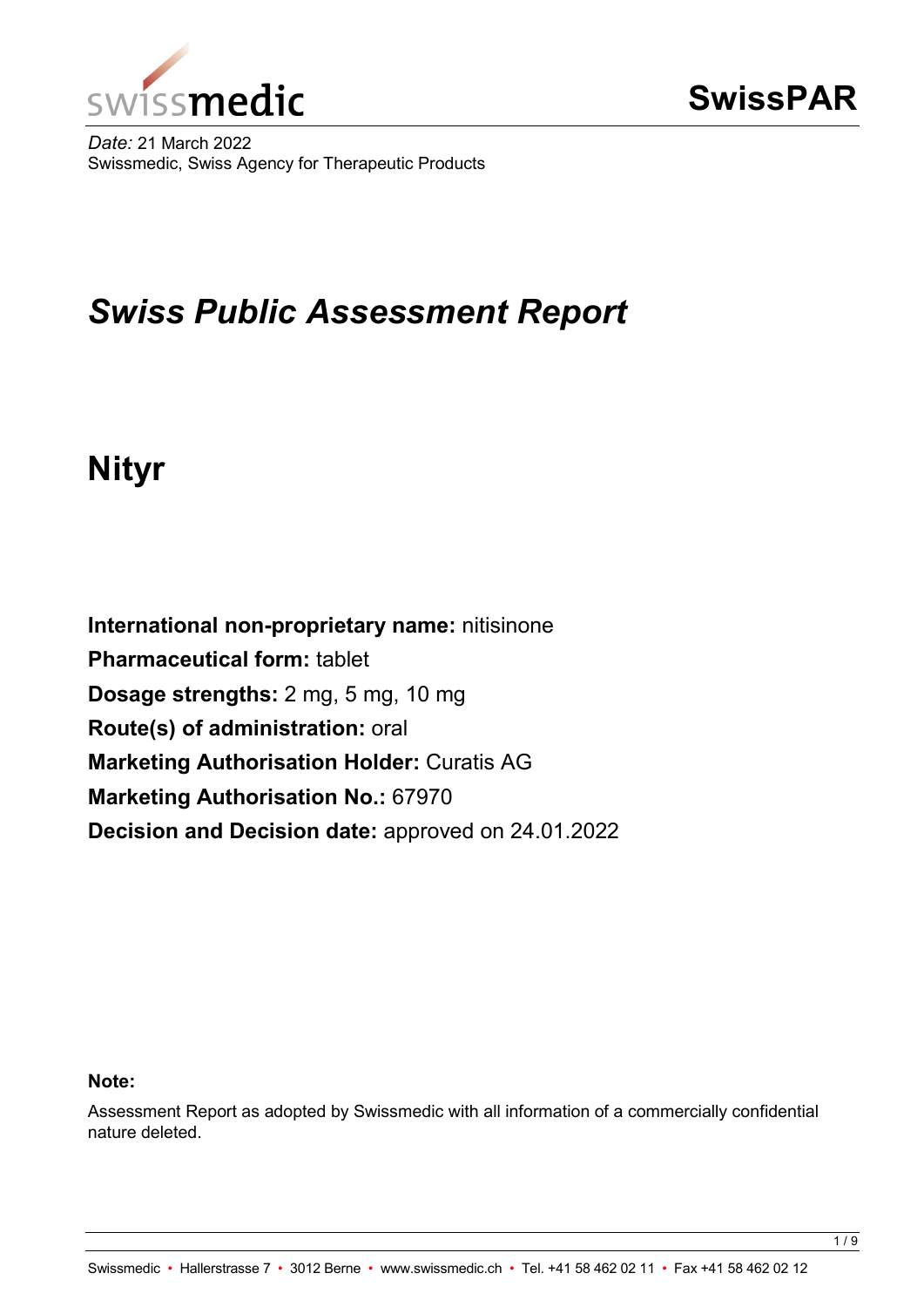swissmedic

# SwissPAR

*Date:* 21 March 2022
Swissmedic, Swiss Agency for Therapeutic Products

# *Swiss Public Assessment Report*

# Nityr

**International non-proprietary name:** nitisinone
**Pharmaceutical form:** tablet
**Dosage strengths:** 2 mg, 5 mg, 10 mg
**Route(s) of administration:** oral
**Marketing Authorisation Holder:** Curatis AG
**Marketing Authorisation No.:** 67970
**Decision and Decision date:** approved on 24.01.2022

**Note:**

Assessment Report as adopted by Swissmedic with all information of a commercially confidential nature deleted.

Swissmedic • Hallerstrasse 7 • 3012 Berne • www.swissmedic.ch • Tel. +41 58 462 02 11 • Fax +41 58 462 02 12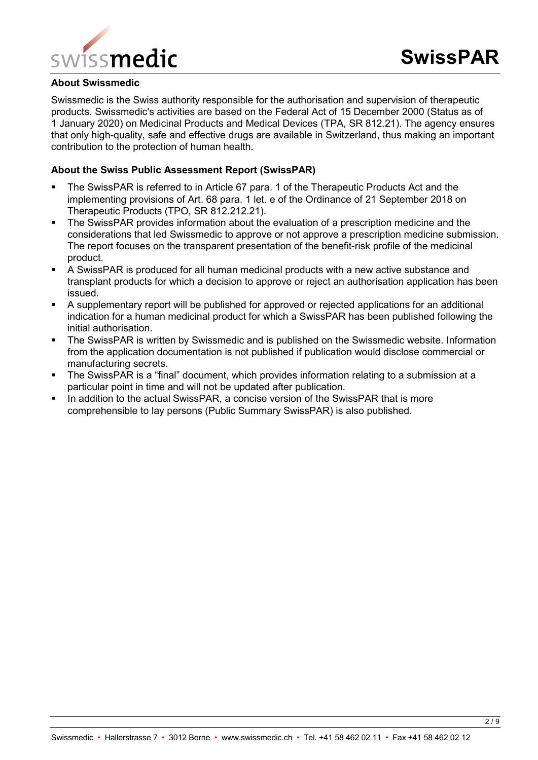## About Swissmedic

Swissmedic is the Swiss authority responsible for the authorisation and supervision of therapeutic products. Swissmedic's activities are based on the Federal Act of 15 December 2000 (Status as of 1 January 2020) on Medicinal Products and Medical Devices (TPA, SR 812.21). The agency ensures that only high-quality, safe and effective drugs are available in Switzerland, thus making an important contribution to the protection of human health.

## About the Swiss Public Assessment Report (SwissPAR)

- The SwissPAR is referred to in Article 67 para. 1 of the Therapeutic Products Act and the implementing provisions of Art. 68 para. 1 let. e of the Ordinance of 21 September 2018 on Therapeutic Products (TPO, SR 812.212.21).
- The SwissPAR provides information about the evaluation of a prescription medicine and the considerations that led Swissmedic to approve or not approve a prescription medicine submission. The report focuses on the transparent presentation of the benefit-risk profile of the medicinal product.
- A SwissPAR is produced for all human medicinal products with a new active substance and transplant products for which a decision to approve or reject an authorisation application has been issued.
- A supplementary report will be published for approved or rejected applications for an additional indication for a human medicinal product for which a SwissPAR has been published following the initial authorisation.
- The SwissPAR is written by Swissmedic and is published on the Swissmedic website. Information from the application documentation is not published if publication would disclose commercial or manufacturing secrets.
- The SwissPAR is a "final" document, which provides information relating to a submission at a particular point in time and will not be updated after publication.
- In addition to the actual SwissPAR, a concise version of the SwissPAR that is more comprehensible to lay persons (Public Summary SwissPAR) is also published.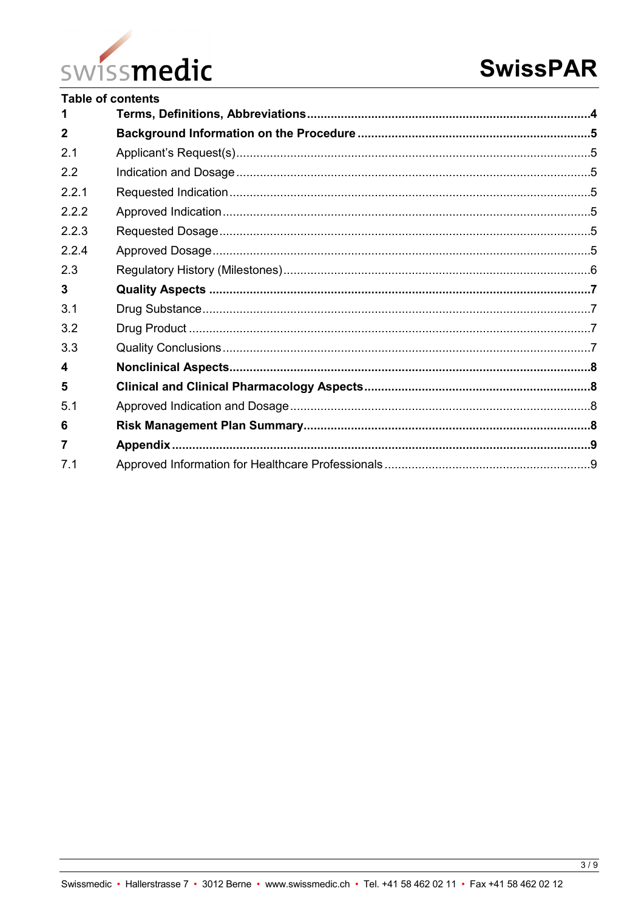**Table of contents**

| | | |
|---|---|---|
| **1** | **Terms, Definitions, Abbreviations** | **4** |
| **2** | **Background Information on the Procedure** | **5** |
| 2.1 | Applicant's Request(s) | 5 |
| 2.2 | Indication and Dosage | 5 |
| 2.2.1 | Requested Indication | 5 |
| 2.2.2 | Approved Indication | 5 |
| 2.2.3 | Requested Dosage | 5 |
| 2.2.4 | Approved Dosage | 5 |
| 2.3 | Regulatory History (Milestones) | 6 |
| **3** | **Quality Aspects** | **7** |
| 3.1 | Drug Substance | 7 |
| 3.2 | Drug Product | 7 |
| 3.3 | Quality Conclusions | 7 |
| **4** | **Nonclinical Aspects** | **8** |
| **5** | **Clinical and Clinical Pharmacology Aspects** | **8** |
| 5.1 | Approved Indication and Dosage | 8 |
| **6** | **Risk Management Plan Summary** | **8** |
| **7** | **Appendix** | **9** |
| 7.1 | Approved Information for Healthcare Professionals | 9 |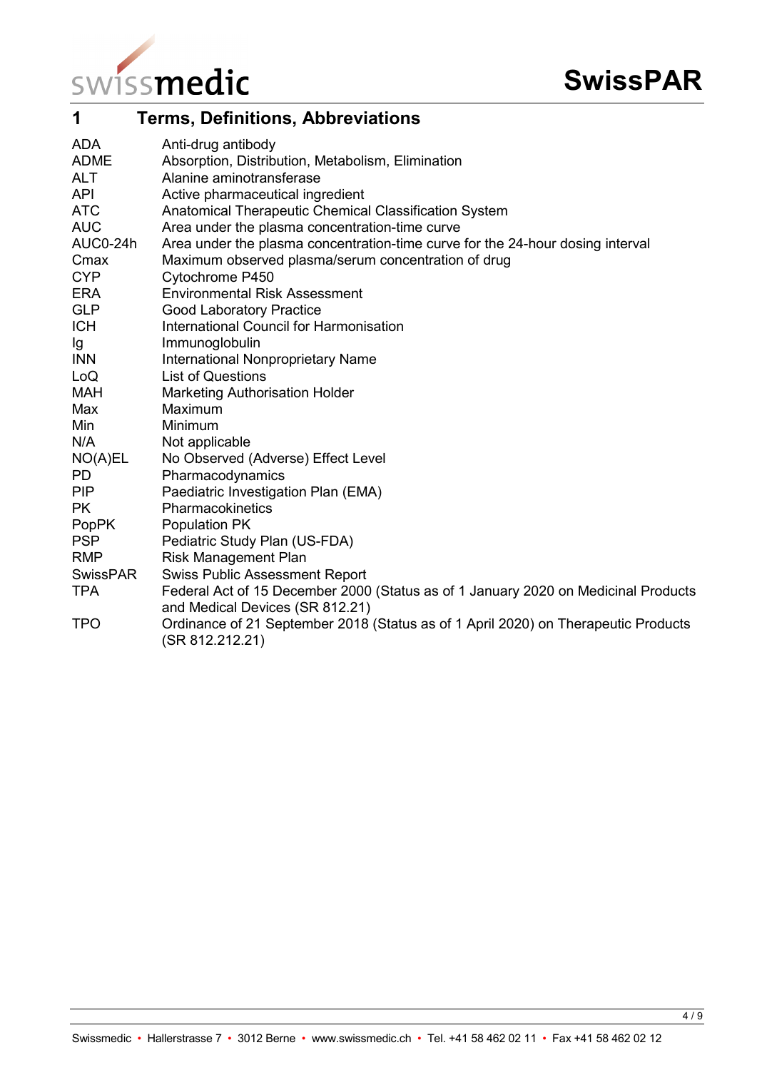# 1 Terms, Definitions, Abbreviations

| | |
|---|---|
| ADA | Anti-drug antibody |
| ADME | Absorption, Distribution, Metabolism, Elimination |
| ALT | Alanine aminotransferase |
| API | Active pharmaceutical ingredient |
| ATC | Anatomical Therapeutic Chemical Classification System |
| AUC | Area under the plasma concentration-time curve |
| AUC0-24h | Area under the plasma concentration-time curve for the 24-hour dosing interval |
| Cmax | Maximum observed plasma/serum concentration of drug |
| CYP | Cytochrome P450 |
| ERA | Environmental Risk Assessment |
| GLP | Good Laboratory Practice |
| ICH | International Council for Harmonisation |
| Ig | Immunoglobulin |
| INN | International Nonproprietary Name |
| LoQ | List of Questions |
| MAH | Marketing Authorisation Holder |
| Max | Maximum |
| Min | Minimum |
| N/A | Not applicable |
| NO(A)EL | No Observed (Adverse) Effect Level |
| PD | Pharmacodynamics |
| PIP | Paediatric Investigation Plan (EMA) |
| PK | Pharmacokinetics |
| PopPK | Population PK |
| PSP | Pediatric Study Plan (US-FDA) |
| RMP | Risk Management Plan |
| SwissPAR | Swiss Public Assessment Report |
| TPA | Federal Act of 15 December 2000 (Status as of 1 January 2020 on Medicinal Products and Medical Devices (SR 812.21) |
| TPO | Ordinance of 21 September 2018 (Status as of 1 April 2020) on Therapeutic Products (SR 812.212.21) |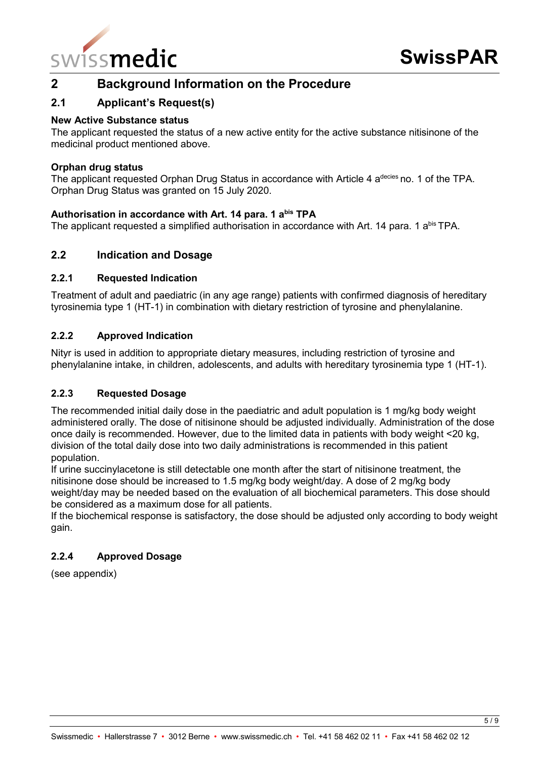# 2 Background Information on the Procedure

## 2.1 Applicant's Request(s)

**New Active Substance status**

The applicant requested the status of a new active entity for the active substance nitisinone of the medicinal product mentioned above.

**Orphan drug status**

The applicant requested Orphan Drug Status in accordance with Article 4 a[decies] no. 1 of the TPA. Orphan Drug Status was granted on 15 July 2020.

**Authorisation in accordance with Art. 14 para. 1 a[bis] TPA**

The applicant requested a simplified authorisation in accordance with Art. 14 para. 1 a[bis] TPA.

## 2.2 Indication and Dosage

### 2.2.1 Requested Indication

Treatment of adult and paediatric (in any age range) patients with confirmed diagnosis of hereditary tyrosinemia type 1 (HT-1) in combination with dietary restriction of tyrosine and phenylalanine.

### 2.2.2 Approved Indication

Nityr is used in addition to appropriate dietary measures, including restriction of tyrosine and phenylalanine intake, in children, adolescents, and adults with hereditary tyrosinemia type 1 (HT-1).

### 2.2.3 Requested Dosage

The recommended initial daily dose in the paediatric and adult population is 1 mg/kg body weight administered orally. The dose of nitisinone should be adjusted individually. Administration of the dose once daily is recommended. However, due to the limited data in patients with body weight <20 kg, division of the total daily dose into two daily administrations is recommended in this patient population.

If urine succinylacetone is still detectable one month after the start of nitisinone treatment, the nitisinone dose should be increased to 1.5 mg/kg body weight/day. A dose of 2 mg/kg body weight/day may be needed based on the evaluation of all biochemical parameters. This dose should be considered as a maximum dose for all patients.

If the biochemical response is satisfactory, the dose should be adjusted only according to body weight gain.

### 2.2.4 Approved Dosage

(see appendix)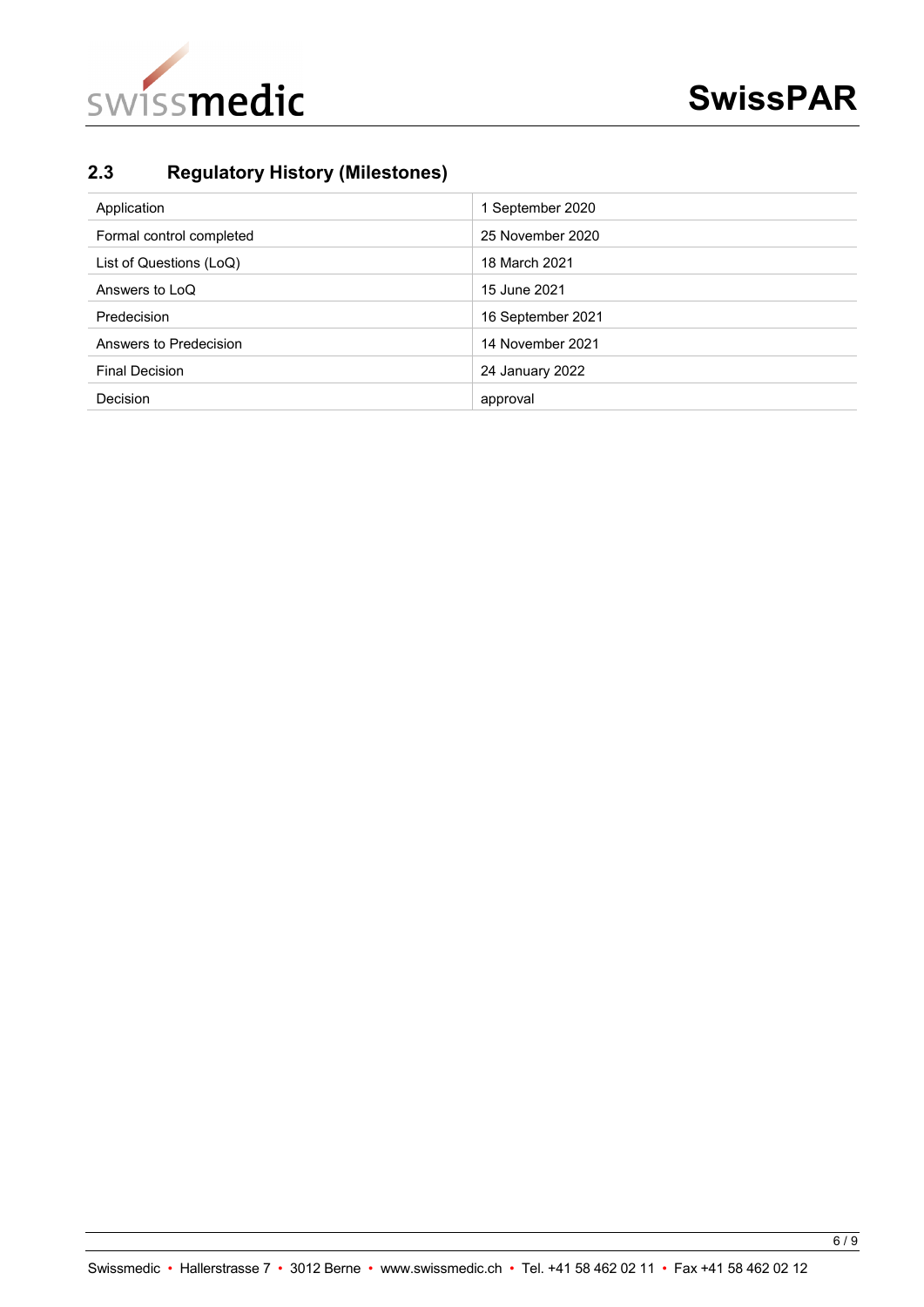## 2.3 Regulatory History (Milestones)

| | |
|---|---|
| Application | 1 September 2020 |
| Formal control completed | 25 November 2020 |
| List of Questions (LoQ) | 18 March 2021 |
| Answers to LoQ | 15 June 2021 |
| Predecision | 16 September 2021 |
| Answers to Predecision | 14 November 2021 |
| Final Decision | 24 January 2022 |
| Decision | approval |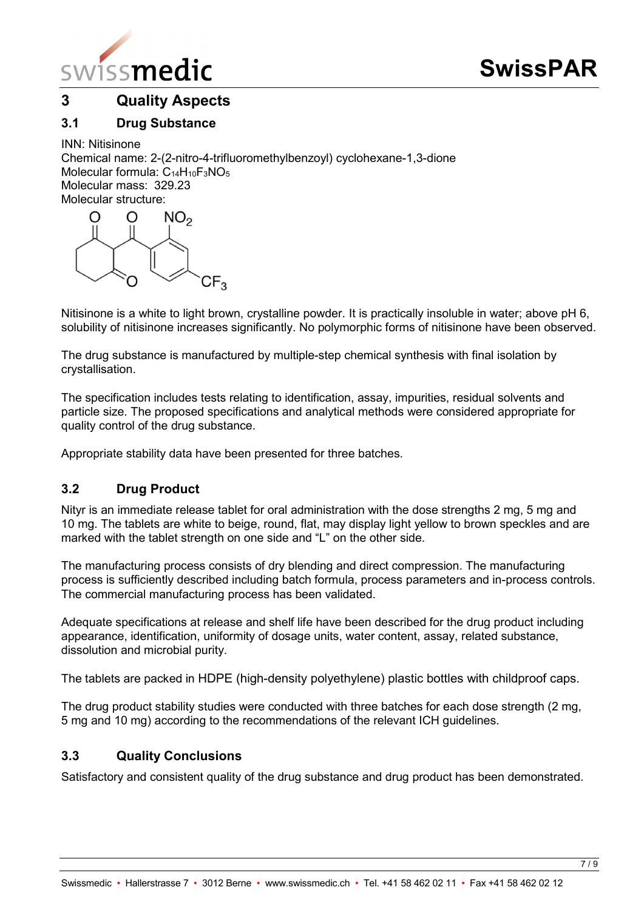# 3 Quality Aspects

## 3.1 Drug Substance

INN: Nitisinone
Chemical name: 2-(2-nitro-4-trifluoromethylbenzoyl) cyclohexane-1,3-dione
Molecular formula: $C_{14}H_{10}F_3NO_5$
Molecular mass: 329.23
Molecular structure:

Nitisinone is a white to light brown, crystalline powder. It is practically insoluble in water; above pH 6, solubility of nitisinone increases significantly. No polymorphic forms of nitisinone have been observed.

The drug substance is manufactured by multiple-step chemical synthesis with final isolation by crystallisation.

The specification includes tests relating to identification, assay, impurities, residual solvents and particle size. The proposed specifications and analytical methods were considered appropriate for quality control of the drug substance.

Appropriate stability data have been presented for three batches.

## 3.2 Drug Product

Nityr is an immediate release tablet for oral administration with the dose strengths 2 mg, 5 mg and 10 mg. The tablets are white to beige, round, flat, may display light yellow to brown speckles and are marked with the tablet strength on one side and "L" on the other side.

The manufacturing process consists of dry blending and direct compression. The manufacturing process is sufficiently described including batch formula, process parameters and in-process controls. The commercial manufacturing process has been validated.

Adequate specifications at release and shelf life have been described for the drug product including appearance, identification, uniformity of dosage units, water content, assay, related substance, dissolution and microbial purity.

The tablets are packed in HDPE (high-density polyethylene) plastic bottles with childproof caps.

The drug product stability studies were conducted with three batches for each dose strength (2 mg, 5 mg and 10 mg) according to the recommendations of the relevant ICH guidelines.

## 3.3 Quality Conclusions

Satisfactory and consistent quality of the drug substance and drug product has been demonstrated.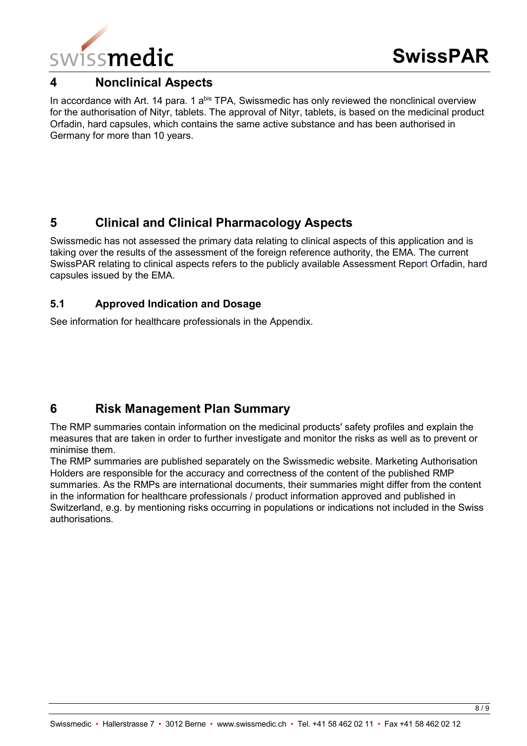## 4 Nonclinical Aspects

In accordance with Art. 14 para. 1 a[bis] TPA, Swissmedic has only reviewed the nonclinical overview for the authorisation of Nityr, tablets. The approval of Nityr, tablets, is based on the medicinal product Orfadin, hard capsules, which contains the same active substance and has been authorised in Germany for more than 10 years.

## 5 Clinical and Clinical Pharmacology Aspects

Swissmedic has not assessed the primary data relating to clinical aspects of this application and is taking over the results of the assessment of the foreign reference authority, the EMA. The current SwissPAR relating to clinical aspects refers to the publicly available Assessment Report Orfadin, hard capsules issued by the EMA.

### 5.1 Approved Indication and Dosage

See information for healthcare professionals in the Appendix.

## 6 Risk Management Plan Summary

The RMP summaries contain information on the medicinal products′ safety profiles and explain the measures that are taken in order to further investigate and monitor the risks as well as to prevent or minimise them.

The RMP summaries are published separately on the Swissmedic website. Marketing Authorisation Holders are responsible for the accuracy and correctness of the content of the published RMP summaries. As the RMPs are international documents, their summaries might differ from the content in the information for healthcare professionals / product information approved and published in Switzerland, e.g. by mentioning risks occurring in populations or indications not included in the Swiss authorisations.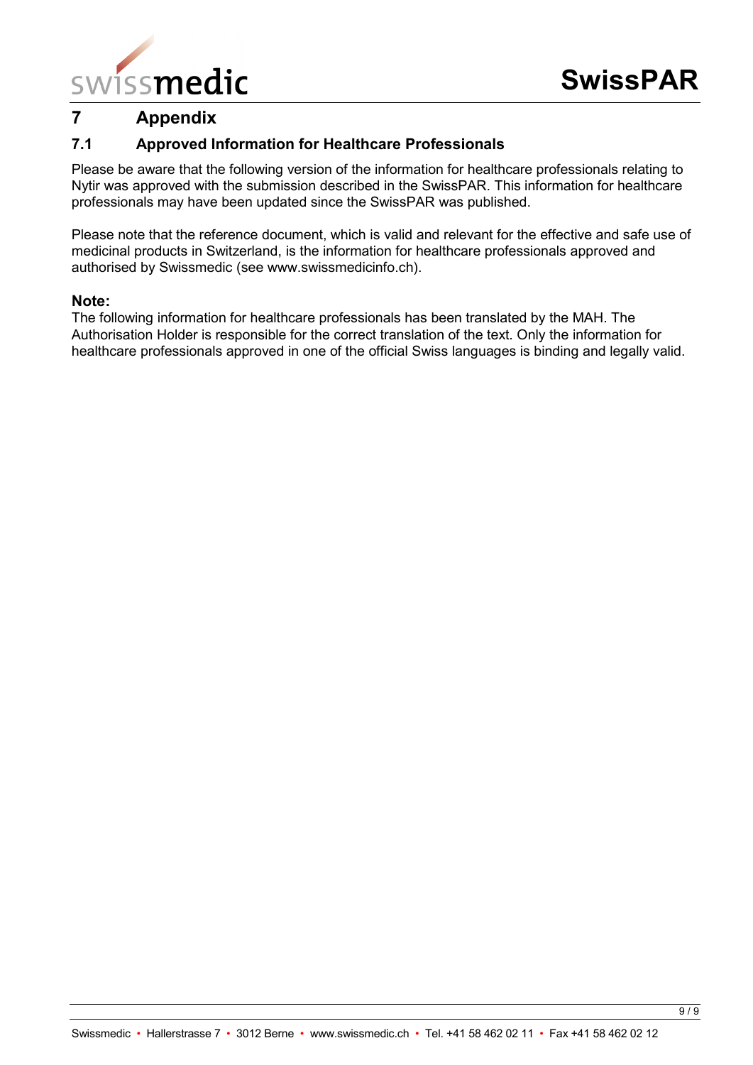# 7 Appendix

## 7.1 Approved Information for Healthcare Professionals

Please be aware that the following version of the information for healthcare professionals relating to Nytir was approved with the submission described in the SwissPAR. This information for healthcare professionals may have been updated since the SwissPAR was published.

Please note that the reference document, which is valid and relevant for the effective and safe use of medicinal products in Switzerland, is the information for healthcare professionals approved and authorised by Swissmedic (see www.swissmedicinfo.ch).

**Note:**
The following information for healthcare professionals has been translated by the MAH. The Authorisation Holder is responsible for the correct translation of the text. Only the information for healthcare professionals approved in one of the official Swiss languages is binding and legally valid.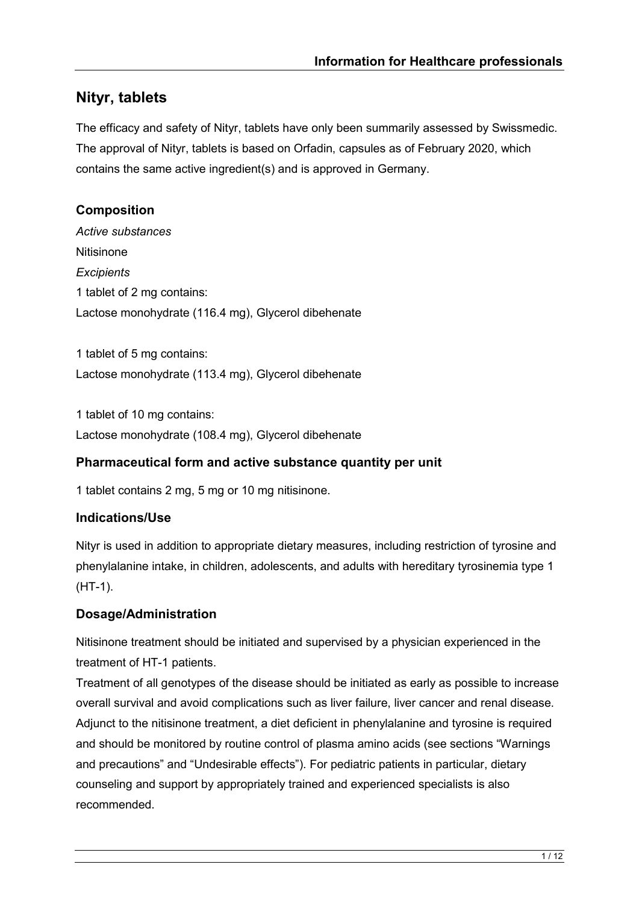# Nityr, tablets

The efficacy and safety of Nityr, tablets have only been summarily assessed by Swissmedic. The approval of Nityr, tablets is based on Orfadin, capsules as of February 2020, which contains the same active ingredient(s) and is approved in Germany.

## Composition

*Active substances*

Nitisinone

*Excipients*

1 tablet of 2 mg contains:

Lactose monohydrate (116.4 mg), Glycerol dibehenate

1 tablet of 5 mg contains:

Lactose monohydrate (113.4 mg), Glycerol dibehenate

1 tablet of 10 mg contains:

Lactose monohydrate (108.4 mg), Glycerol dibehenate

## Pharmaceutical form and active substance quantity per unit

1 tablet contains 2 mg, 5 mg or 10 mg nitisinone.

## Indications/Use

Nityr is used in addition to appropriate dietary measures, including restriction of tyrosine and phenylalanine intake, in children, adolescents, and adults with hereditary tyrosinemia type 1 (HT-1).

## Dosage/Administration

Nitisinone treatment should be initiated and supervised by a physician experienced in the treatment of HT-1 patients.

Treatment of all genotypes of the disease should be initiated as early as possible to increase overall survival and avoid complications such as liver failure, liver cancer and renal disease. Adjunct to the nitisinone treatment, a diet deficient in phenylalanine and tyrosine is required and should be monitored by routine control of plasma amino acids (see sections "Warnings and precautions" and "Undesirable effects"). For pediatric patients in particular, dietary counseling and support by appropriately trained and experienced specialists is also recommended.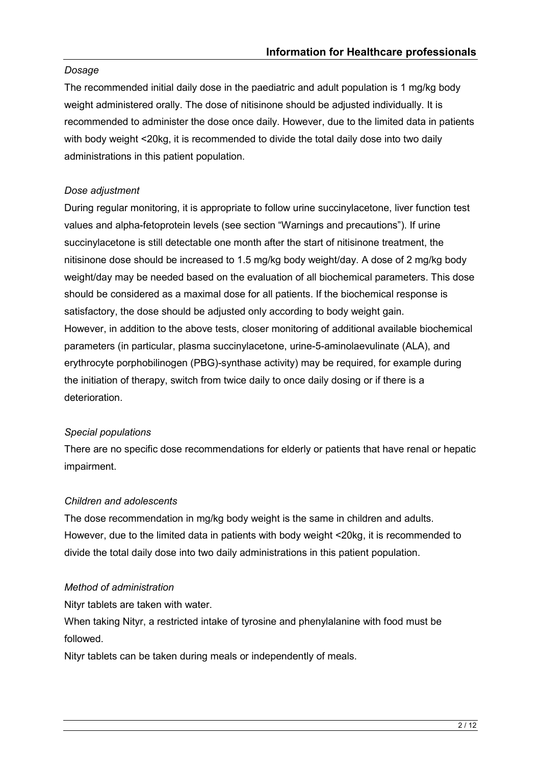*Dosage*

The recommended initial daily dose in the paediatric and adult population is 1 mg/kg body weight administered orally. The dose of nitisinone should be adjusted individually. It is recommended to administer the dose once daily. However, due to the limited data in patients with body weight <20kg, it is recommended to divide the total daily dose into two daily administrations in this patient population.

*Dose adjustment*

During regular monitoring, it is appropriate to follow urine succinylacetone, liver function test values and alpha-fetoprotein levels (see section "Warnings and precautions"). If urine succinylacetone is still detectable one month after the start of nitisinone treatment, the nitisinone dose should be increased to 1.5 mg/kg body weight/day. A dose of 2 mg/kg body weight/day may be needed based on the evaluation of all biochemical parameters. This dose should be considered as a maximal dose for all patients. If the biochemical response is satisfactory, the dose should be adjusted only according to body weight gain.
However, in addition to the above tests, closer monitoring of additional available biochemical parameters (in particular, plasma succinylacetone, urine-5-aminolaevulinate (ALA), and erythrocyte porphobilinogen (PBG)-synthase activity) may be required, for example during the initiation of therapy, switch from twice daily to once daily dosing or if there is a deterioration.

*Special populations*

There are no specific dose recommendations for elderly or patients that have renal or hepatic impairment.

*Children and adolescents*

The dose recommendation in mg/kg body weight is the same in children and adults. However, due to the limited data in patients with body weight <20kg, it is recommended to divide the total daily dose into two daily administrations in this patient population.

*Method of administration*

Nityr tablets are taken with water.

When taking Nityr, a restricted intake of tyrosine and phenylalanine with food must be followed.

Nityr tablets can be taken during meals or independently of meals.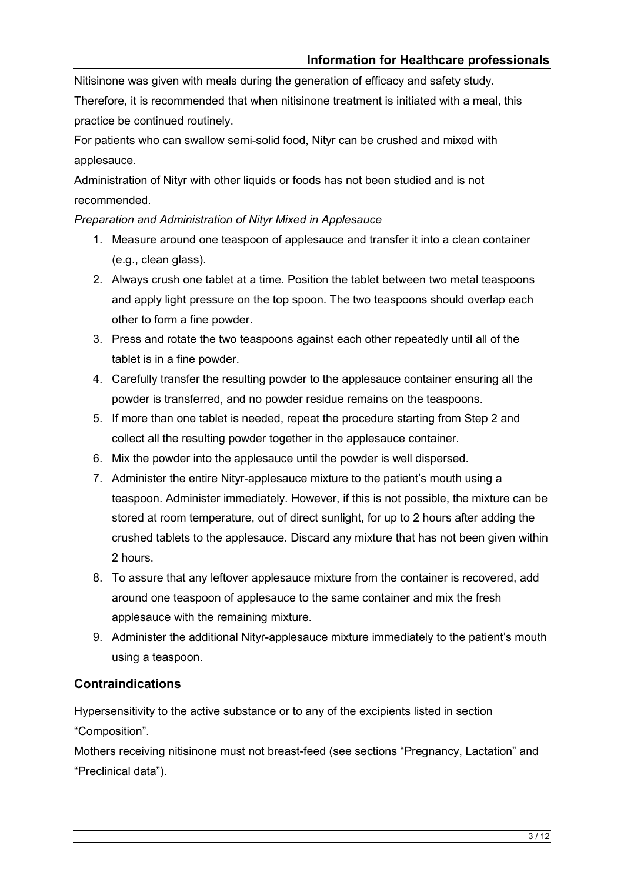Nitisinone was given with meals during the generation of efficacy and safety study.

Therefore, it is recommended that when nitisinone treatment is initiated with a meal, this practice be continued routinely.

For patients who can swallow semi-solid food, Nityr can be crushed and mixed with applesauce.

Administration of Nityr with other liquids or foods has not been studied and is not recommended.

*Preparation and Administration of Nityr Mixed in Applesauce*

1. Measure around one teaspoon of applesauce and transfer it into a clean container (e.g., clean glass).
2. Always crush one tablet at a time. Position the tablet between two metal teaspoons and apply light pressure on the top spoon. The two teaspoons should overlap each other to form a fine powder.
3. Press and rotate the two teaspoons against each other repeatedly until all of the tablet is in a fine powder.
4. Carefully transfer the resulting powder to the applesauce container ensuring all the powder is transferred, and no powder residue remains on the teaspoons.
5. If more than one tablet is needed, repeat the procedure starting from Step 2 and collect all the resulting powder together in the applesauce container.
6. Mix the powder into the applesauce until the powder is well dispersed.
7. Administer the entire Nityr-applesauce mixture to the patient's mouth using a teaspoon. Administer immediately. However, if this is not possible, the mixture can be stored at room temperature, out of direct sunlight, for up to 2 hours after adding the crushed tablets to the applesauce. Discard any mixture that has not been given within 2 hours.
8. To assure that any leftover applesauce mixture from the container is recovered, add around one teaspoon of applesauce to the same container and mix the fresh applesauce with the remaining mixture.
9. Administer the additional Nityr-applesauce mixture immediately to the patient's mouth using a teaspoon.

## Contraindications

Hypersensitivity to the active substance or to any of the excipients listed in section "Composition".

Mothers receiving nitisinone must not breast-feed (see sections "Pregnancy, Lactation" and "Preclinical data").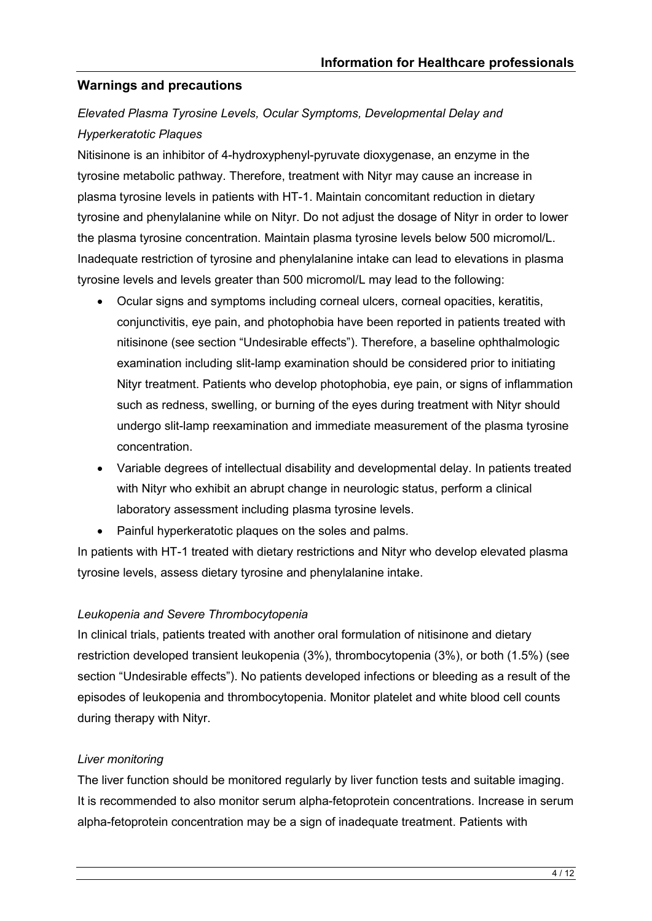## Warnings and precautions

*Elevated Plasma Tyrosine Levels, Ocular Symptoms, Developmental Delay and Hyperkeratotic Plaques*

Nitisinone is an inhibitor of 4-hydroxyphenyl-pyruvate dioxygenase, an enzyme in the tyrosine metabolic pathway. Therefore, treatment with Nityr may cause an increase in plasma tyrosine levels in patients with HT-1. Maintain concomitant reduction in dietary tyrosine and phenylalanine while on Nityr. Do not adjust the dosage of Nityr in order to lower the plasma tyrosine concentration. Maintain plasma tyrosine levels below 500 micromol/L. Inadequate restriction of tyrosine and phenylalanine intake can lead to elevations in plasma tyrosine levels and levels greater than 500 micromol/L may lead to the following:

- Ocular signs and symptoms including corneal ulcers, corneal opacities, keratitis, conjunctivitis, eye pain, and photophobia have been reported in patients treated with nitisinone (see section "Undesirable effects"). Therefore, a baseline ophthalmologic examination including slit-lamp examination should be considered prior to initiating Nityr treatment. Patients who develop photophobia, eye pain, or signs of inflammation such as redness, swelling, or burning of the eyes during treatment with Nityr should undergo slit-lamp reexamination and immediate measurement of the plasma tyrosine concentration.
- Variable degrees of intellectual disability and developmental delay. In patients treated with Nityr who exhibit an abrupt change in neurologic status, perform a clinical laboratory assessment including plasma tyrosine levels.
- Painful hyperkeratotic plaques on the soles and palms.

In patients with HT-1 treated with dietary restrictions and Nityr who develop elevated plasma tyrosine levels, assess dietary tyrosine and phenylalanine intake.

*Leukopenia and Severe Thrombocytopenia*

In clinical trials, patients treated with another oral formulation of nitisinone and dietary restriction developed transient leukopenia (3%), thrombocytopenia (3%), or both (1.5%) (see section "Undesirable effects"). No patients developed infections or bleeding as a result of the episodes of leukopenia and thrombocytopenia. Monitor platelet and white blood cell counts during therapy with Nityr.

*Liver monitoring*

The liver function should be monitored regularly by liver function tests and suitable imaging. It is recommended to also monitor serum alpha-fetoprotein concentrations. Increase in serum alpha-fetoprotein concentration may be a sign of inadequate treatment. Patients with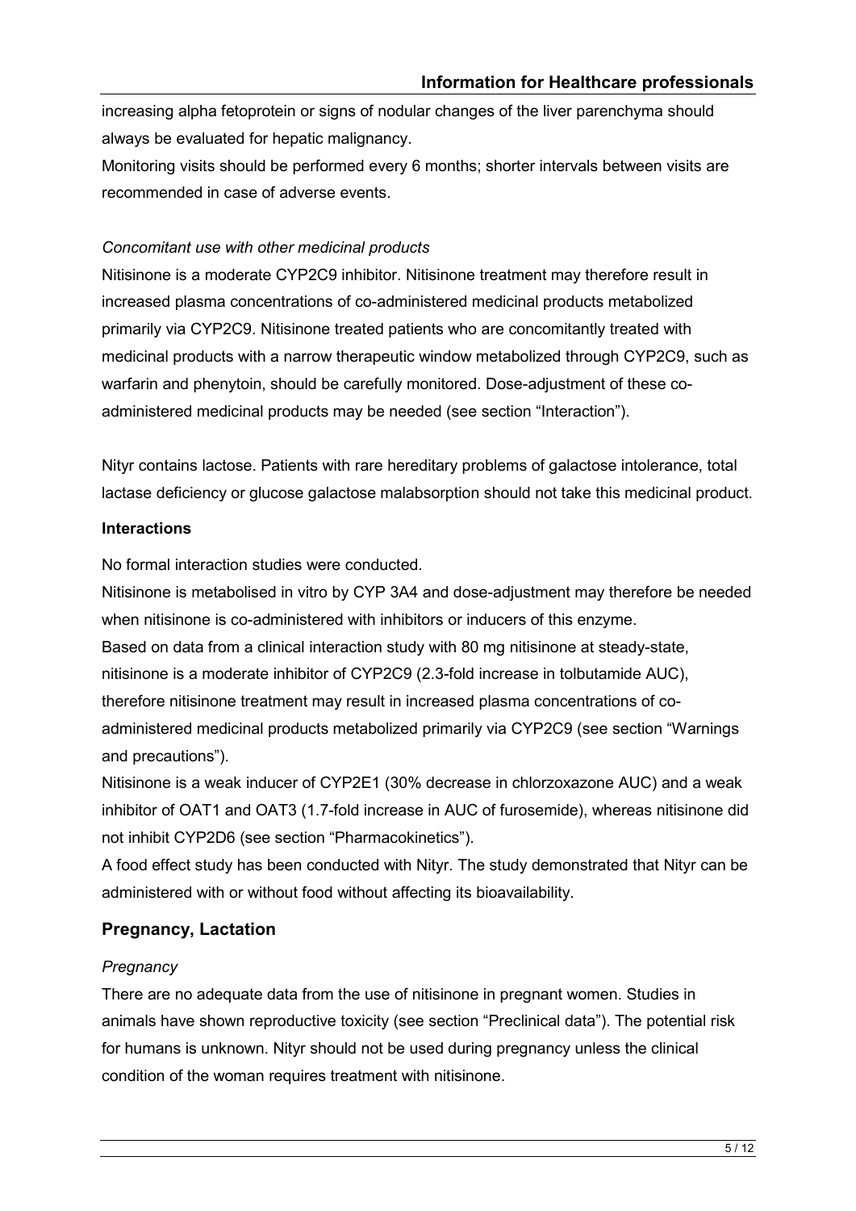increasing alpha fetoprotein or signs of nodular changes of the liver parenchyma should always be evaluated for hepatic malignancy.

Monitoring visits should be performed every 6 months; shorter intervals between visits are recommended in case of adverse events.

*Concomitant use with other medicinal products*

Nitisinone is a moderate CYP2C9 inhibitor. Nitisinone treatment may therefore result in increased plasma concentrations of co-administered medicinal products metabolized primarily via CYP2C9. Nitisinone treated patients who are concomitantly treated with medicinal products with a narrow therapeutic window metabolized through CYP2C9, such as warfarin and phenytoin, should be carefully monitored. Dose-adjustment of these co-administered medicinal products may be needed (see section "Interaction").

Nityr contains lactose. Patients with rare hereditary problems of galactose intolerance, total lactase deficiency or glucose galactose malabsorption should not take this medicinal product.

**Interactions**

No formal interaction studies were conducted.

Nitisinone is metabolised in vitro by CYP 3A4 and dose-adjustment may therefore be needed when nitisinone is co-administered with inhibitors or inducers of this enzyme.

Based on data from a clinical interaction study with 80 mg nitisinone at steady-state, nitisinone is a moderate inhibitor of CYP2C9 (2.3-fold increase in tolbutamide AUC), therefore nitisinone treatment may result in increased plasma concentrations of co-administered medicinal products metabolized primarily via CYP2C9 (see section "Warnings and precautions").

Nitisinone is a weak inducer of CYP2E1 (30% decrease in chlorzoxazone AUC) and a weak inhibitor of OAT1 and OAT3 (1.7-fold increase in AUC of furosemide), whereas nitisinone did not inhibit CYP2D6 (see section "Pharmacokinetics").

A food effect study has been conducted with Nityr. The study demonstrated that Nityr can be administered with or without food without affecting its bioavailability.

## Pregnancy, Lactation

*Pregnancy*

There are no adequate data from the use of nitisinone in pregnant women. Studies in animals have shown reproductive toxicity (see section "Preclinical data"). The potential risk for humans is unknown. Nityr should not be used during pregnancy unless the clinical condition of the woman requires treatment with nitisinone.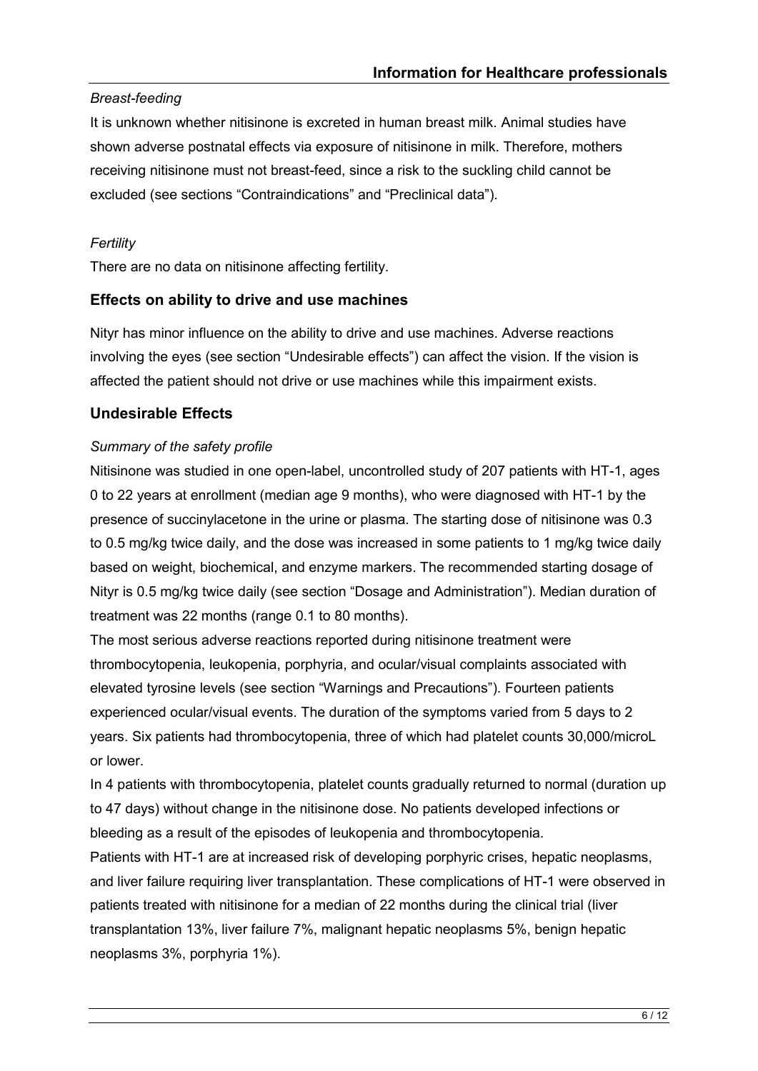*Breast-feeding*

It is unknown whether nitisinone is excreted in human breast milk. Animal studies have shown adverse postnatal effects via exposure of nitisinone in milk. Therefore, mothers receiving nitisinone must not breast-feed, since a risk to the suckling child cannot be excluded (see sections "Contraindications" and "Preclinical data").

*Fertility*

There are no data on nitisinone affecting fertility.

## Effects on ability to drive and use machines

Nityr has minor influence on the ability to drive and use machines. Adverse reactions involving the eyes (see section "Undesirable effects") can affect the vision. If the vision is affected the patient should not drive or use machines while this impairment exists.

## Undesirable Effects

*Summary of the safety profile*

Nitisinone was studied in one open-label, uncontrolled study of 207 patients with HT-1, ages 0 to 22 years at enrollment (median age 9 months), who were diagnosed with HT-1 by the presence of succinylacetone in the urine or plasma. The starting dose of nitisinone was 0.3 to 0.5 mg/kg twice daily, and the dose was increased in some patients to 1 mg/kg twice daily based on weight, biochemical, and enzyme markers. The recommended starting dosage of Nityr is 0.5 mg/kg twice daily (see section "Dosage and Administration"). Median duration of treatment was 22 months (range 0.1 to 80 months).

The most serious adverse reactions reported during nitisinone treatment were thrombocytopenia, leukopenia, porphyria, and ocular/visual complaints associated with elevated tyrosine levels (see section "Warnings and Precautions"). Fourteen patients experienced ocular/visual events. The duration of the symptoms varied from 5 days to 2 years. Six patients had thrombocytopenia, three of which had platelet counts 30,000/microL or lower.

In 4 patients with thrombocytopenia, platelet counts gradually returned to normal (duration up to 47 days) without change in the nitisinone dose. No patients developed infections or bleeding as a result of the episodes of leukopenia and thrombocytopenia.

Patients with HT-1 are at increased risk of developing porphyric crises, hepatic neoplasms, and liver failure requiring liver transplantation. These complications of HT-1 were observed in patients treated with nitisinone for a median of 22 months during the clinical trial (liver transplantation 13%, liver failure 7%, malignant hepatic neoplasms 5%, benign hepatic neoplasms 3%, porphyria 1%).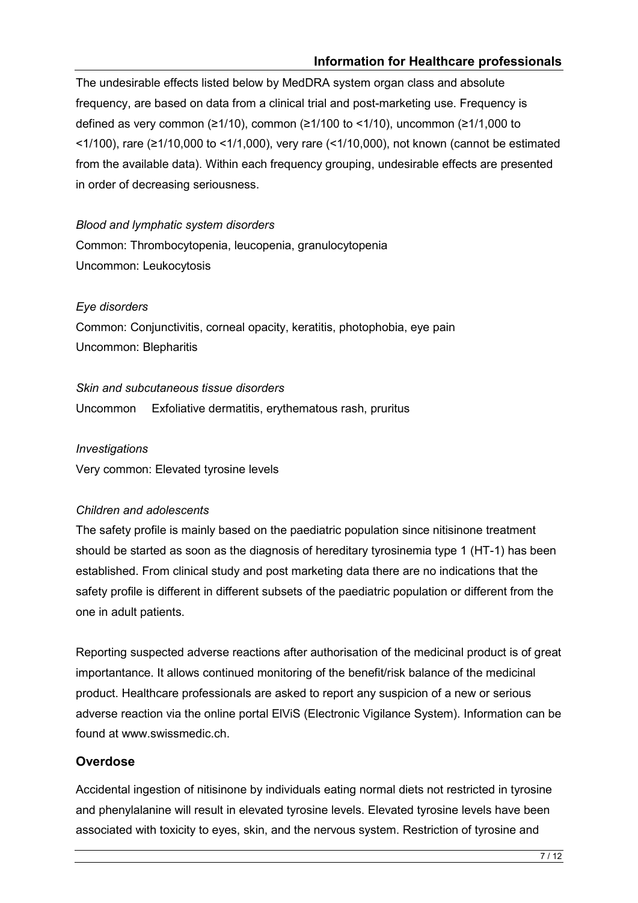The undesirable effects listed below by MedDRA system organ class and absolute frequency, are based on data from a clinical trial and post-marketing use. Frequency is defined as very common (≥1/10), common (≥1/100 to <1/10), uncommon (≥1/1,000 to <1/100), rare (≥1/10,000 to <1/1,000), very rare (<1/10,000), not known (cannot be estimated from the available data). Within each frequency grouping, undesirable effects are presented in order of decreasing seriousness.

*Blood and lymphatic system disorders*

Common: Thrombocytopenia, leucopenia, granulocytopenia

Uncommon: Leukocytosis

*Eye disorders*

Common: Conjunctivitis, corneal opacity, keratitis, photophobia, eye pain

Uncommon: Blepharitis

*Skin and subcutaneous tissue disorders*

Uncommon Exfoliative dermatitis, erythematous rash, pruritus

*Investigations*

Very common: Elevated tyrosine levels

*Children and adolescents*

The safety profile is mainly based on the paediatric population since nitisinone treatment should be started as soon as the diagnosis of hereditary tyrosinemia type 1 (HT-1) has been established. From clinical study and post marketing data there are no indications that the safety profile is different in different subsets of the paediatric population or different from the one in adult patients.

Reporting suspected adverse reactions after authorisation of the medicinal product is of great importantance. It allows continued monitoring of the benefit/risk balance of the medicinal product. Healthcare professionals are asked to report any suspicion of a new or serious adverse reaction via the online portal ElViS (Electronic Vigilance System). Information can be found at www.swissmedic.ch.

## Overdose

Accidental ingestion of nitisinone by individuals eating normal diets not restricted in tyrosine and phenylalanine will result in elevated tyrosine levels. Elevated tyrosine levels have been associated with toxicity to eyes, skin, and the nervous system. Restriction of tyrosine and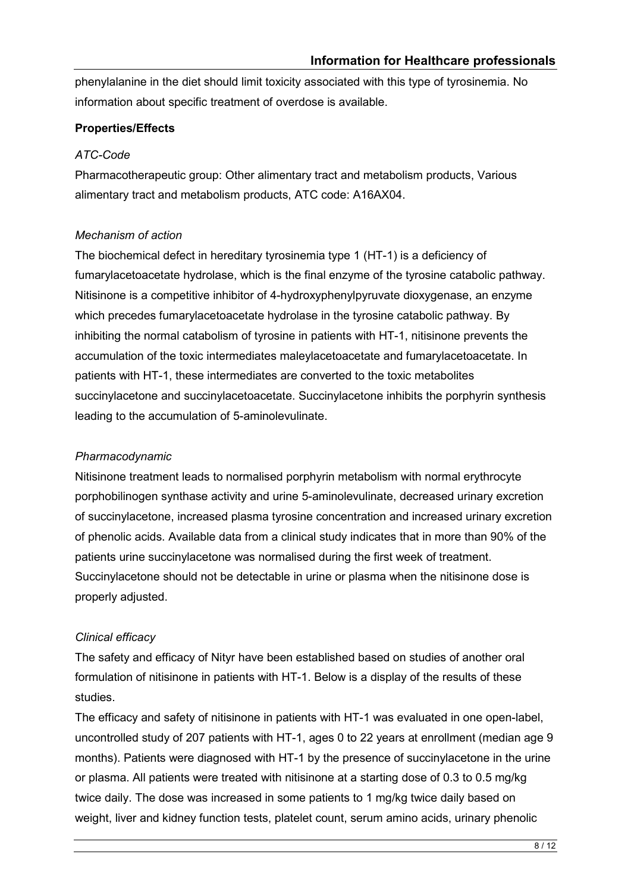phenylalanine in the diet should limit toxicity associated with this type of tyrosinemia. No information about specific treatment of overdose is available.

**Properties/Effects**

*ATC-Code*

Pharmacotherapeutic group: Other alimentary tract and metabolism products, Various alimentary tract and metabolism products, ATC code: A16AX04.

*Mechanism of action*

The biochemical defect in hereditary tyrosinemia type 1 (HT-1) is a deficiency of fumarylacetoacetate hydrolase, which is the final enzyme of the tyrosine catabolic pathway. Nitisinone is a competitive inhibitor of 4-hydroxyphenylpyruvate dioxygenase, an enzyme which precedes fumarylacetoacetate hydrolase in the tyrosine catabolic pathway. By inhibiting the normal catabolism of tyrosine in patients with HT-1, nitisinone prevents the accumulation of the toxic intermediates maleylacetoacetate and fumarylacetoacetate. In patients with HT-1, these intermediates are converted to the toxic metabolites succinylacetone and succinylacetoacetate. Succinylacetone inhibits the porphyrin synthesis leading to the accumulation of 5-aminolevulinate.

*Pharmacodynamic*

Nitisinone treatment leads to normalised porphyrin metabolism with normal erythrocyte porphobilinogen synthase activity and urine 5-aminolevulinate, decreased urinary excretion of succinylacetone, increased plasma tyrosine concentration and increased urinary excretion of phenolic acids. Available data from a clinical study indicates that in more than 90% of the patients urine succinylacetone was normalised during the first week of treatment. Succinylacetone should not be detectable in urine or plasma when the nitisinone dose is properly adjusted.

*Clinical efficacy*

The safety and efficacy of Nityr have been established based on studies of another oral formulation of nitisinone in patients with HT-1. Below is a display of the results of these studies.

The efficacy and safety of nitisinone in patients with HT-1 was evaluated in one open-label, uncontrolled study of 207 patients with HT-1, ages 0 to 22 years at enrollment (median age 9 months). Patients were diagnosed with HT-1 by the presence of succinylacetone in the urine or plasma. All patients were treated with nitisinone at a starting dose of 0.3 to 0.5 mg/kg twice daily. The dose was increased in some patients to 1 mg/kg twice daily based on weight, liver and kidney function tests, platelet count, serum amino acids, urinary phenolic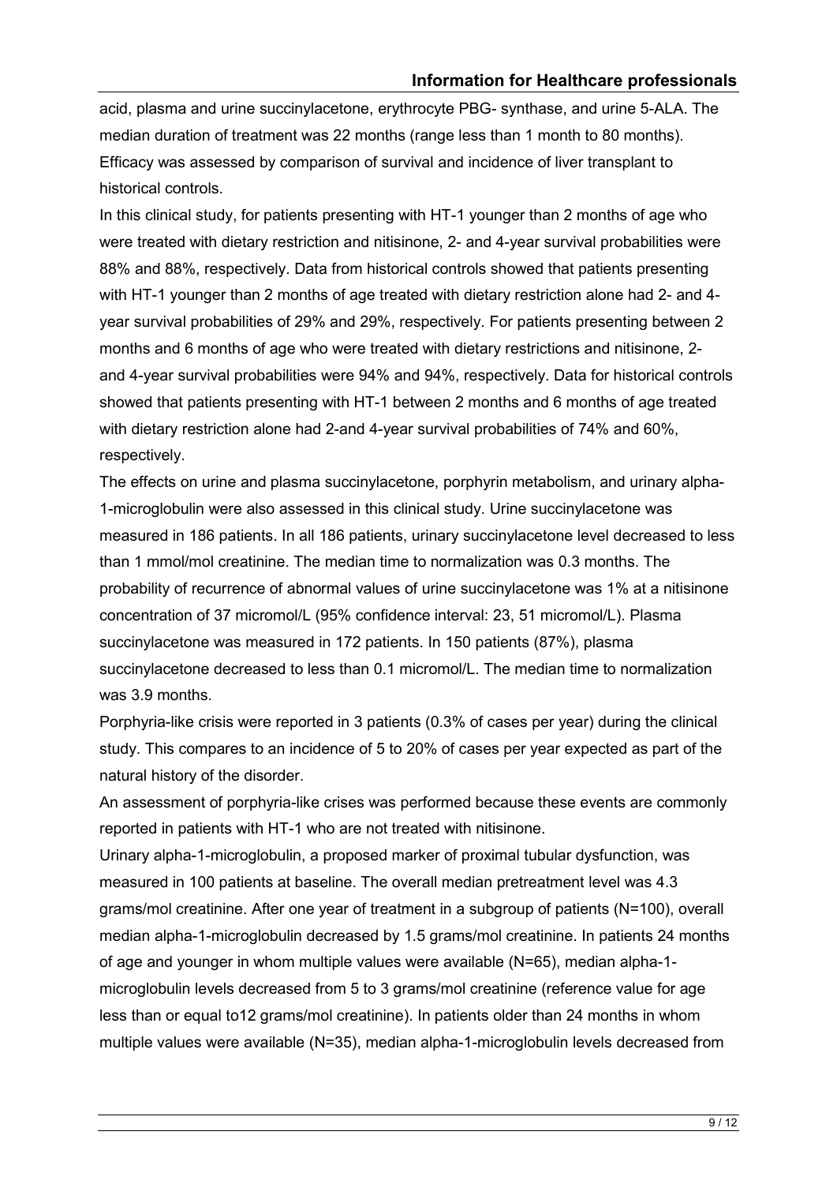acid, plasma and urine succinylacetone, erythrocyte PBG- synthase, and urine 5-ALA. The median duration of treatment was 22 months (range less than 1 month to 80 months). Efficacy was assessed by comparison of survival and incidence of liver transplant to historical controls.

In this clinical study, for patients presenting with HT-1 younger than 2 months of age who were treated with dietary restriction and nitisinone, 2- and 4-year survival probabilities were 88% and 88%, respectively. Data from historical controls showed that patients presenting with HT-1 younger than 2 months of age treated with dietary restriction alone had 2- and 4-year survival probabilities of 29% and 29%, respectively. For patients presenting between 2 months and 6 months of age who were treated with dietary restrictions and nitisinone, 2- and 4-year survival probabilities were 94% and 94%, respectively. Data for historical controls showed that patients presenting with HT-1 between 2 months and 6 months of age treated with dietary restriction alone had 2-and 4-year survival probabilities of 74% and 60%, respectively.

The effects on urine and plasma succinylacetone, porphyrin metabolism, and urinary alpha-1-microglobulin were also assessed in this clinical study. Urine succinylacetone was measured in 186 patients. In all 186 patients, urinary succinylacetone level decreased to less than 1 mmol/mol creatinine. The median time to normalization was 0.3 months. The probability of recurrence of abnormal values of urine succinylacetone was 1% at a nitisinone concentration of 37 micromol/L (95% confidence interval: 23, 51 micromol/L). Plasma succinylacetone was measured in 172 patients. In 150 patients (87%), plasma succinylacetone decreased to less than 0.1 micromol/L. The median time to normalization was 3.9 months.

Porphyria-like crisis were reported in 3 patients (0.3% of cases per year) during the clinical study. This compares to an incidence of 5 to 20% of cases per year expected as part of the natural history of the disorder.

An assessment of porphyria-like crises was performed because these events are commonly reported in patients with HT-1 who are not treated with nitisinone.

Urinary alpha-1-microglobulin, a proposed marker of proximal tubular dysfunction, was measured in 100 patients at baseline. The overall median pretreatment level was 4.3 grams/mol creatinine. After one year of treatment in a subgroup of patients (N=100), overall median alpha-1-microglobulin decreased by 1.5 grams/mol creatinine. In patients 24 months of age and younger in whom multiple values were available (N=65), median alpha-1-microglobulin levels decreased from 5 to 3 grams/mol creatinine (reference value for age less than or equal to12 grams/mol creatinine). In patients older than 24 months in whom multiple values were available (N=35), median alpha-1-microglobulin levels decreased from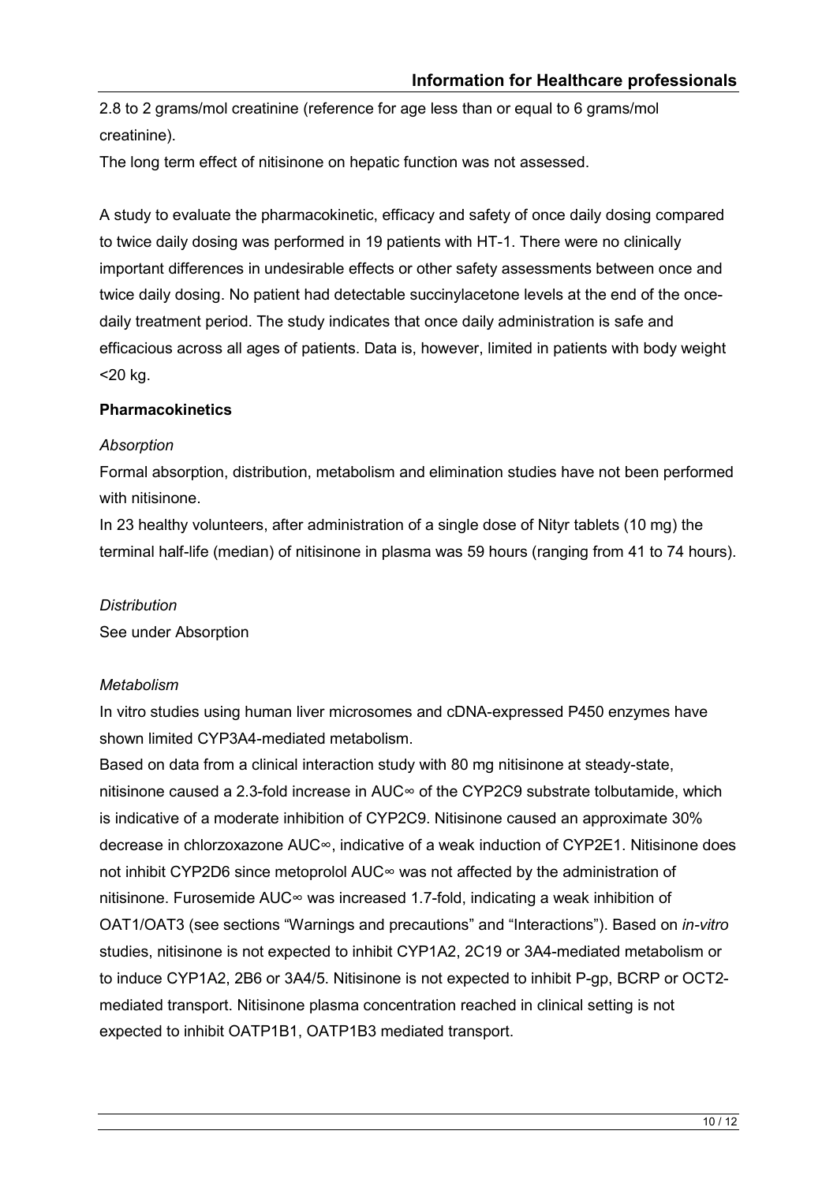2.8 to 2 grams/mol creatinine (reference for age less than or equal to 6 grams/mol creatinine).

The long term effect of nitisinone on hepatic function was not assessed.

A study to evaluate the pharmacokinetic, efficacy and safety of once daily dosing compared to twice daily dosing was performed in 19 patients with HT-1. There were no clinically important differences in undesirable effects or other safety assessments between once and twice daily dosing. No patient had detectable succinylacetone levels at the end of the once-daily treatment period. The study indicates that once daily administration is safe and efficacious across all ages of patients. Data is, however, limited in patients with body weight <20 kg.

**Pharmacokinetics**

*Absorption*

Formal absorption, distribution, metabolism and elimination studies have not been performed with nitisinone.

In 23 healthy volunteers, after administration of a single dose of Nityr tablets (10 mg) the terminal half-life (median) of nitisinone in plasma was 59 hours (ranging from 41 to 74 hours).

*Distribution*

See under Absorption

*Metabolism*

In vitro studies using human liver microsomes and cDNA-expressed P450 enzymes have shown limited CYP3A4-mediated metabolism.

Based on data from a clinical interaction study with 80 mg nitisinone at steady-state, nitisinone caused a 2.3-fold increase in $AUC_\infty$ of the CYP2C9 substrate tolbutamide, which is indicative of a moderate inhibition of CYP2C9. Nitisinone caused an approximate 30% decrease in chlorzoxazone $AUC_\infty$, indicative of a weak induction of CYP2E1. Nitisinone does not inhibit CYP2D6 since metoprolol $AUC_\infty$ was not affected by the administration of nitisinone. Furosemide $AUC_\infty$ was increased 1.7-fold, indicating a weak inhibition of OAT1/OAT3 (see sections "Warnings and precautions" and "Interactions"). Based on *in-vitro* studies, nitisinone is not expected to inhibit CYP1A2, 2C19 or 3A4-mediated metabolism or to induce CYP1A2, 2B6 or 3A4/5. Nitisinone is not expected to inhibit P-gp, BCRP or OCT2-mediated transport. Nitisinone plasma concentration reached in clinical setting is not expected to inhibit OATP1B1, OATP1B3 mediated transport.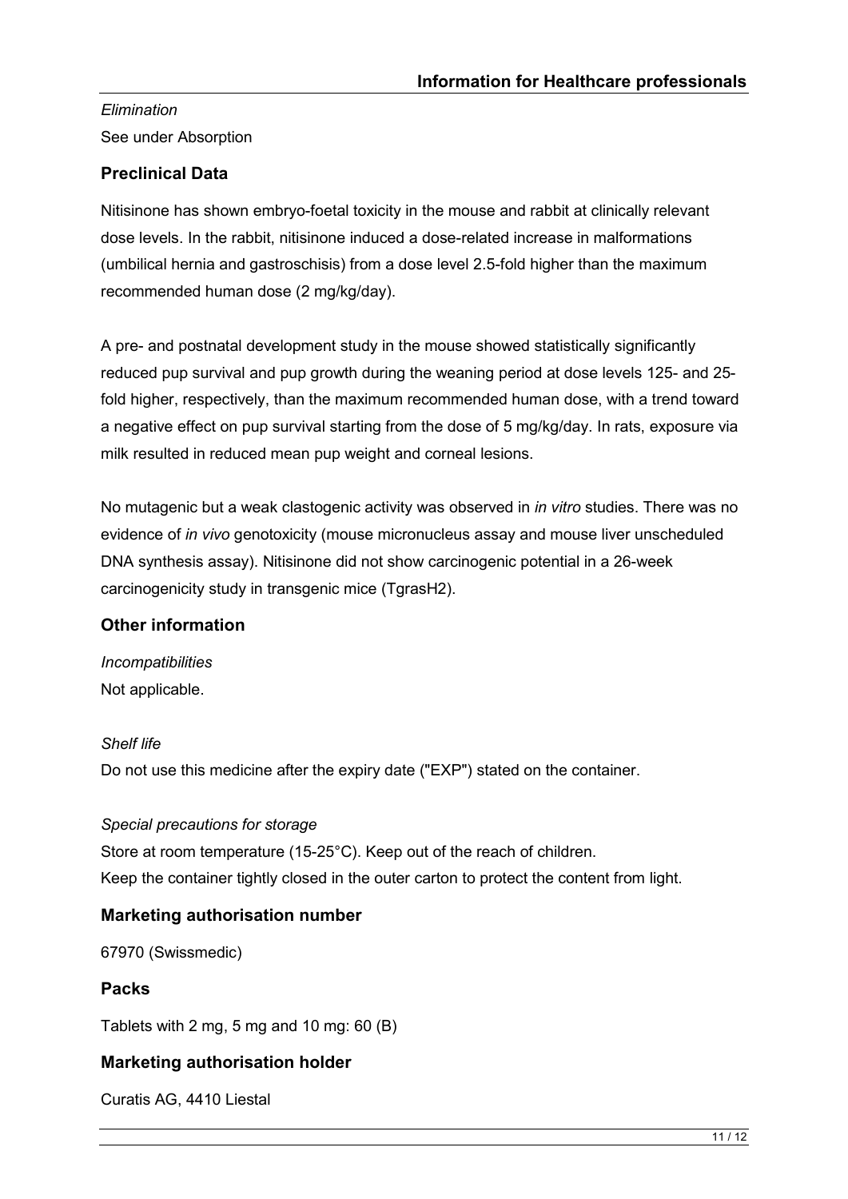*Elimination*

See under Absorption

## Preclinical Data

Nitisinone has shown embryo-foetal toxicity in the mouse and rabbit at clinically relevant dose levels. In the rabbit, nitisinone induced a dose-related increase in malformations (umbilical hernia and gastroschisis) from a dose level 2.5-fold higher than the maximum recommended human dose (2 mg/kg/day).

A pre- and postnatal development study in the mouse showed statistically significantly reduced pup survival and pup growth during the weaning period at dose levels 125- and 25-fold higher, respectively, than the maximum recommended human dose, with a trend toward a negative effect on pup survival starting from the dose of 5 mg/kg/day. In rats, exposure via milk resulted in reduced mean pup weight and corneal lesions.

No mutagenic but a weak clastogenic activity was observed in *in vitro* studies. There was no evidence of *in vivo* genotoxicity (mouse micronucleus assay and mouse liver unscheduled DNA synthesis assay). Nitisinone did not show carcinogenic potential in a 26-week carcinogenicity study in transgenic mice (TgrasH2).

## Other information

*Incompatibilities*

Not applicable.

*Shelf life*

Do not use this medicine after the expiry date ("EXP") stated on the container.

*Special precautions for storage*

Store at room temperature (15-25°C). Keep out of the reach of children.
Keep the container tightly closed in the outer carton to protect the content from light.

## Marketing authorisation number

67970 (Swissmedic)

## Packs

Tablets with 2 mg, 5 mg and 10 mg: 60 (B)

## Marketing authorisation holder

Curatis AG, 4410 Liestal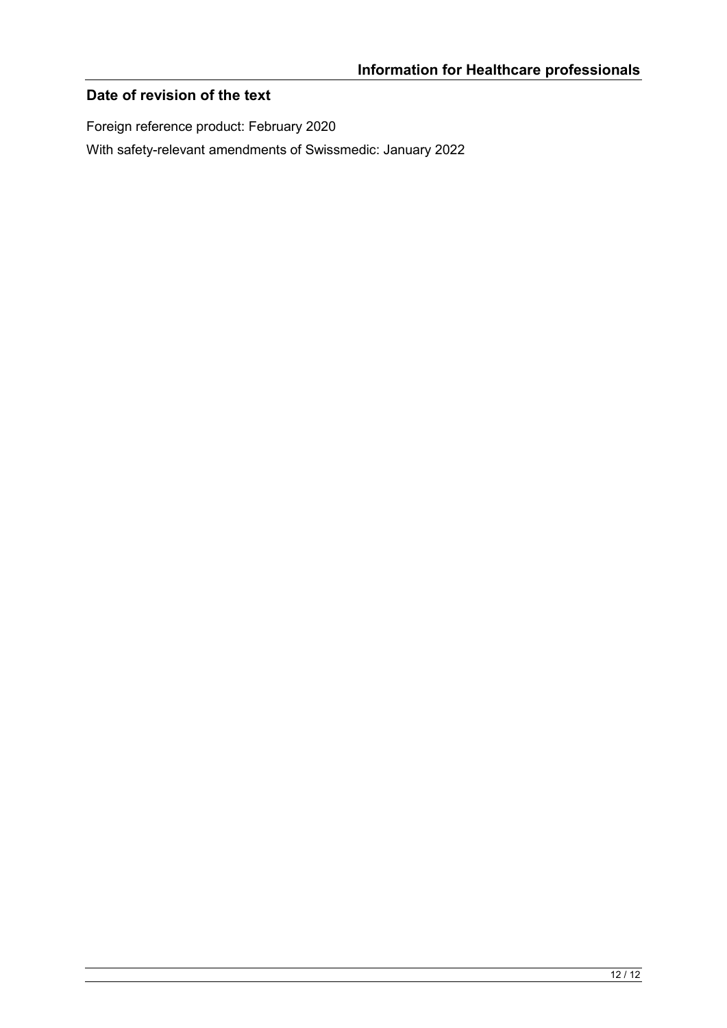## Date of revision of the text

Foreign reference product: February 2020

With safety-relevant amendments of Swissmedic: January 2022